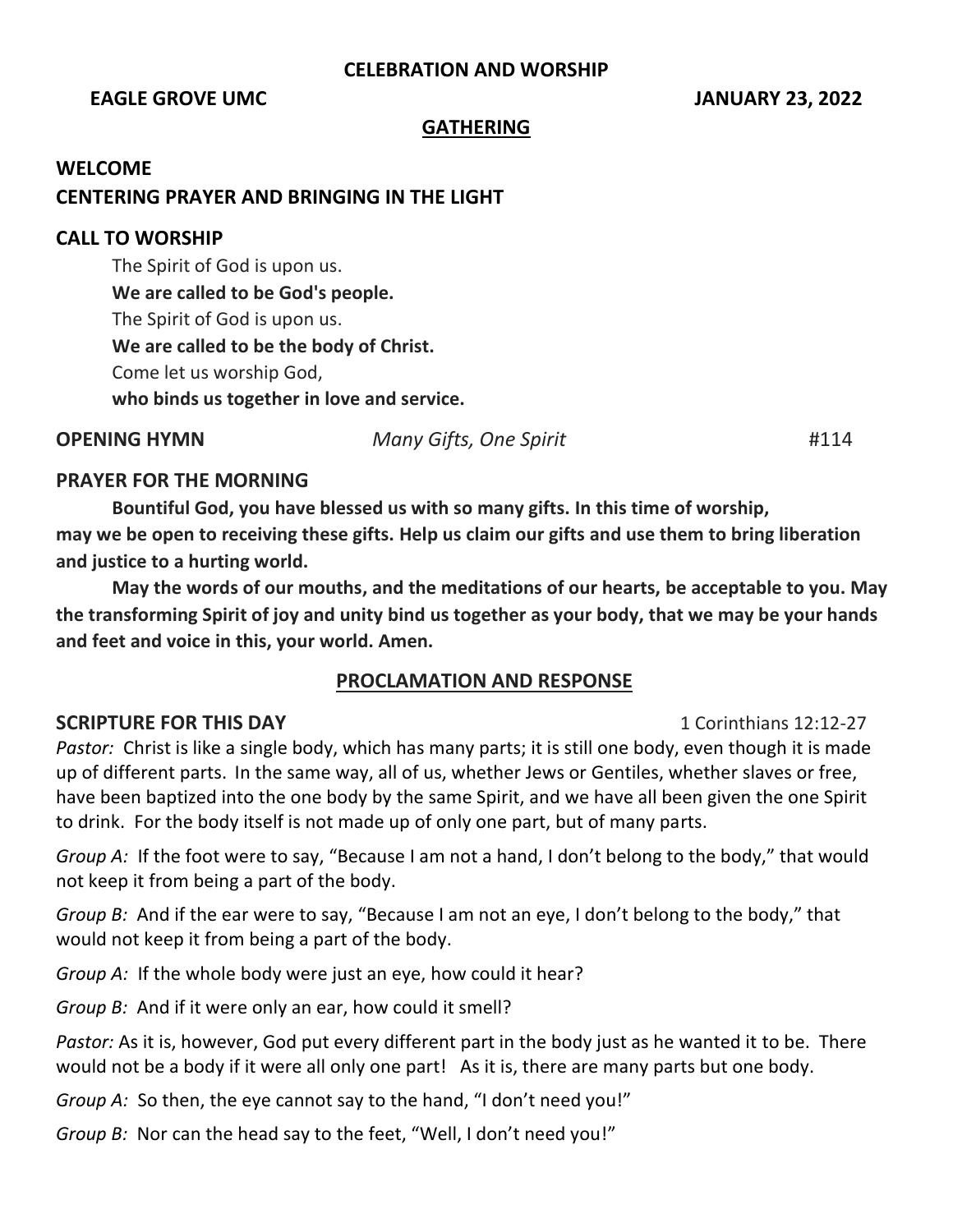**CELEBRATION AND WORSHIP**

**EAGLE GROVE UMC** **JANUARY 23, 2022**

## GATHERING

**WELCOME**

**CENTERING PRAYER AND BRINGING IN THE LIGHT**

**CALL TO WORSHIP**

The Spirit of God is upon us.
**We are called to be God's people.**
The Spirit of God is upon us.
**We are called to be the body of Christ.**
Come let us worship God,
**who binds us together in love and service.**

**OPENING HYMN** *Many Gifts, One Spirit* #114

**PRAYER FOR THE MORNING**

**Bountiful God, you have blessed us with so many gifts. In this time of worship, may we be open to receiving these gifts. Help us claim our gifts and use them to bring liberation and justice to a hurting world.**

**May the words of our mouths, and the meditations of our hearts, be acceptable to you. May the transforming Spirit of joy and unity bind us together as your body, that we may be your hands and feet and voice in this, your world. Amen.**

## PROCLAMATION AND RESPONSE

**SCRIPTURE FOR THIS DAY** 1 Corinthians 12:12-27

*Pastor:* Christ is like a single body, which has many parts; it is still one body, even though it is made up of different parts. In the same way, all of us, whether Jews or Gentiles, whether slaves or free, have been baptized into the one body by the same Spirit, and we have all been given the one Spirit to drink. For the body itself is not made up of only one part, but of many parts.

*Group A:* If the foot were to say, "Because I am not a hand, I don't belong to the body," that would not keep it from being a part of the body.

*Group B:* And if the ear were to say, "Because I am not an eye, I don't belong to the body," that would not keep it from being a part of the body.

*Group A:* If the whole body were just an eye, how could it hear?

*Group B:* And if it were only an ear, how could it smell?

*Pastor:* As it is, however, God put every different part in the body just as he wanted it to be. There would not be a body if it were all only one part! As it is, there are many parts but one body.

*Group A:* So then, the eye cannot say to the hand, "I don't need you!"

*Group B:* Nor can the head say to the feet, "Well, I don't need you!"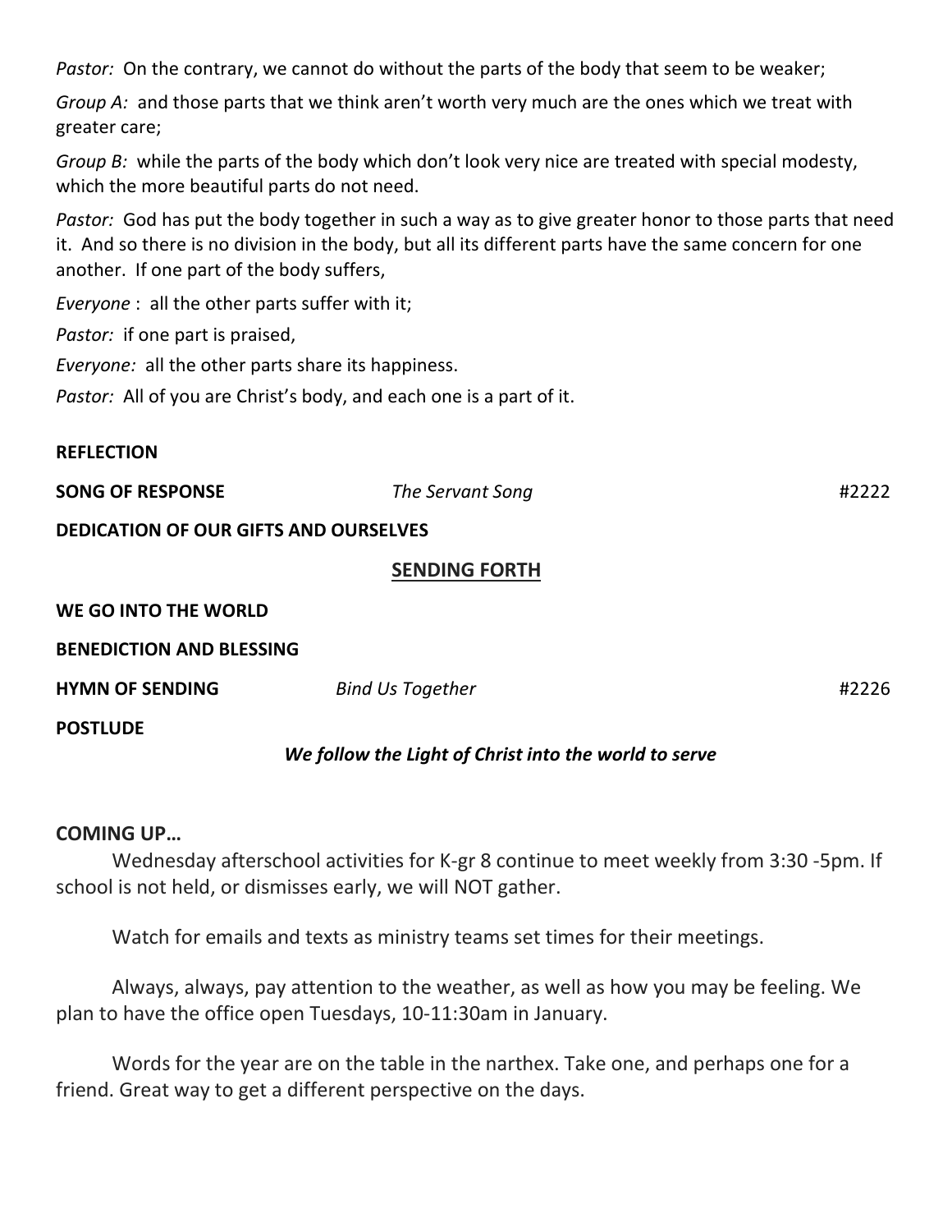*Pastor:* On the contrary, we cannot do without the parts of the body that seem to be weaker;

*Group A:* and those parts that we think aren't worth very much are the ones which we treat with greater care;

*Group B:* while the parts of the body which don't look very nice are treated with special modesty, which the more beautiful parts do not need.

*Pastor:* God has put the body together in such a way as to give greater honor to those parts that need it. And so there is no division in the body, but all its different parts have the same concern for one another. If one part of the body suffers,

*Everyone* : all the other parts suffer with it;

*Pastor:* if one part is praised,

*Everyone:* all the other parts share its happiness.

*Pastor:* All of you are Christ's body, and each one is a part of it.

**REFLECTION**

**SONG OF RESPONSE** *The Servant Song* #2222

**DEDICATION OF OUR GIFTS AND OURSELVES**

## SENDING FORTH

**WE GO INTO THE WORLD**

**BENEDICTION AND BLESSING**

**HYMN OF SENDING** *Bind Us Together* #2226

**POSTLUDE**

***We follow the Light of Christ into the world to serve***

**COMING UP…**

Wednesday afterschool activities for K-gr 8 continue to meet weekly from 3:30 -5pm. If school is not held, or dismisses early, we will NOT gather.

Watch for emails and texts as ministry teams set times for their meetings.

Always, always, pay attention to the weather, as well as how you may be feeling. We plan to have the office open Tuesdays, 10-11:30am in January.

Words for the year are on the table in the narthex. Take one, and perhaps one for a friend. Great way to get a different perspective on the days.